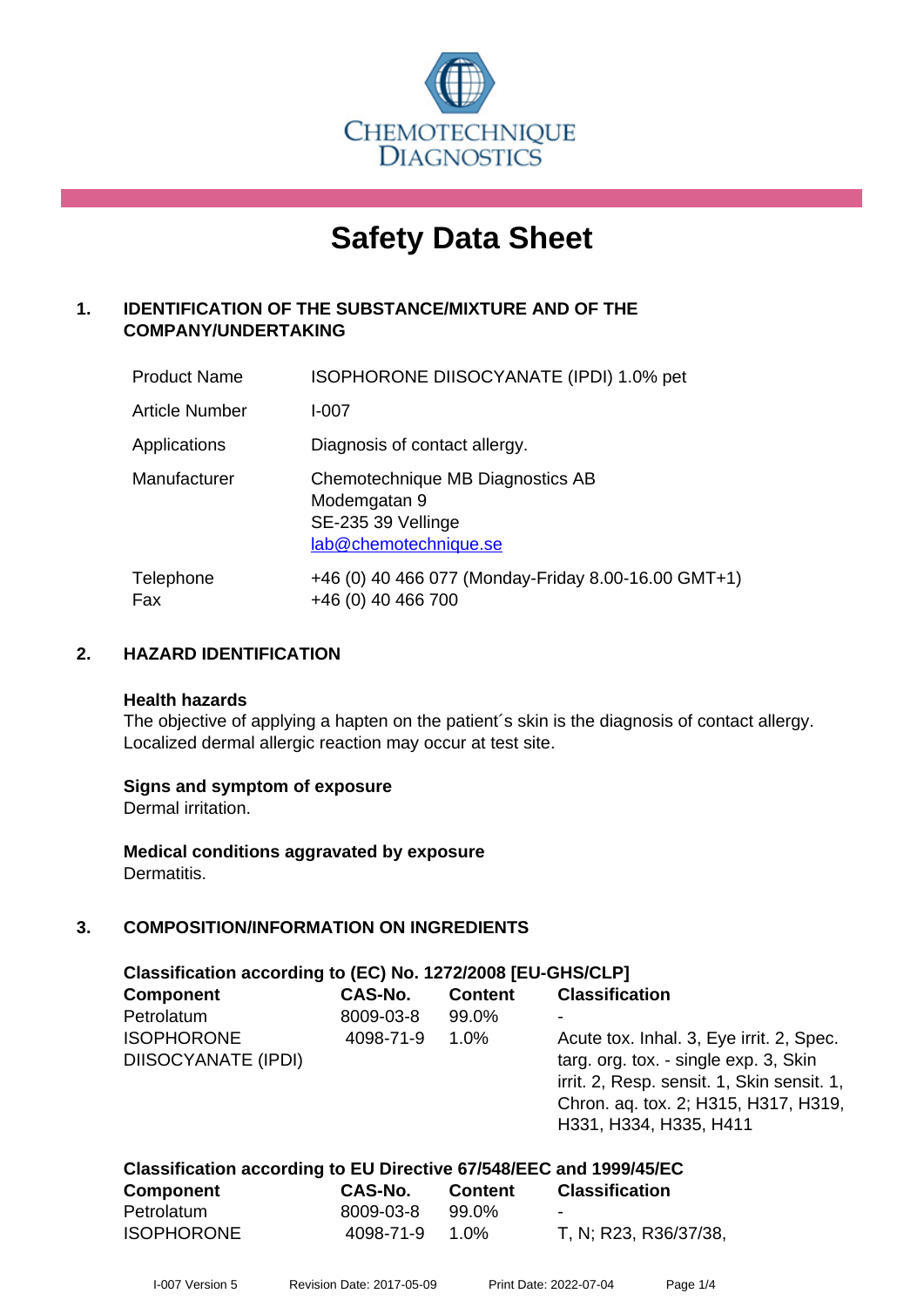CHEMOTECHNIQUE DIAGNOSTICS

# Safety Data Sheet

## 1. IDENTIFICATION OF THE SUBSTANCE/MIXTURE AND OF THE COMPANY/UNDERTAKING

| | |
|---|---|
| Product Name | ISOPHORONE DIISOCYANATE (IPDI) 1.0% pet |
| Article Number | I-007 |
| Applications | Diagnosis of contact allergy. |
| Manufacturer | Chemotechnique MB Diagnostics AB<br>Modemgatan 9<br>SE-235 39 Vellinge<br>lab@chemotechnique.se |
| Telephone<br>Fax | +46 (0) 40 466 077 (Monday-Friday 8.00-16.00 GMT+1)<br>+46 (0) 40 466 700 |

## 2. HAZARD IDENTIFICATION

**Health hazards**
The objective of applying a hapten on the patient´s skin is the diagnosis of contact allergy. Localized dermal allergic reaction may occur at test site.

**Signs and symptom of exposure**
Dermal irritation.

**Medical conditions aggravated by exposure**
Dermatitis.

## 3. COMPOSITION/INFORMATION ON INGREDIENTS

**Classification according to (EC) No. 1272/2008 [EU-GHS/CLP]**

| Component | CAS-No. | Content | Classification |
|---|---|---|---|
| Petrolatum | 8009-03-8 | 99.0% | - |
| ISOPHORONE DIISOCYANATE (IPDI) | 4098-71-9 | 1.0% | Acute tox. Inhal. 3, Eye irrit. 2, Spec. targ. org. tox. - single exp. 3, Skin irrit. 2, Resp. sensit. 1, Skin sensit. 1, Chron. aq. tox. 2; H315, H317, H319, H331, H334, H335, H411 |

**Classification according to EU Directive 67/548/EEC and 1999/45/EC**

| Component | CAS-No. | Content | Classification |
|---|---|---|---|
| Petrolatum | 8009-03-8 | 99.0% | - |
| ISOPHORONE | 4098-71-9 | 1.0% | T, N; R23, R36/37/38, |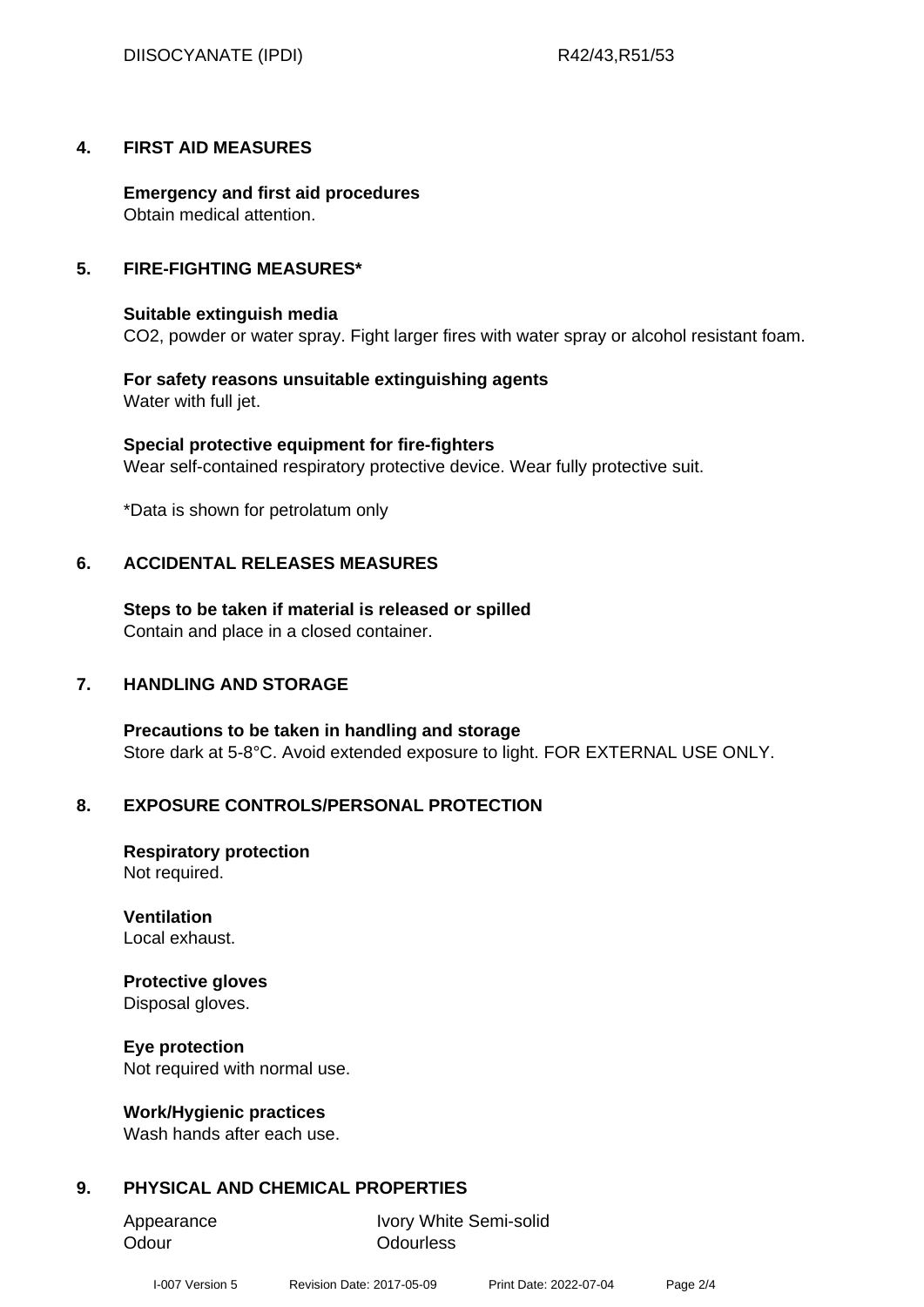## 4. FIRST AID MEASURES

**Emergency and first aid procedures**
Obtain medical attention.

## 5. FIRE-FIGHTING MEASURES*

**Suitable extinguish media**
$CO_2$, powder or water spray. Fight larger fires with water spray or alcohol resistant foam.

**For safety reasons unsuitable extinguishing agents**
Water with full jet.

**Special protective equipment for fire-fighters**
Wear self-contained respiratory protective device. Wear fully protective suit.

*Data is shown for petrolatum only

## 6. ACCIDENTAL RELEASES MEASURES

**Steps to be taken if material is released or spilled**
Contain and place in a closed container.

## 7. HANDLING AND STORAGE

**Precautions to be taken in handling and storage**
Store dark at 5-8°C. Avoid extended exposure to light. FOR EXTERNAL USE ONLY.

## 8. EXPOSURE CONTROLS/PERSONAL PROTECTION

**Respiratory protection**
Not required.

**Ventilation**
Local exhaust.

**Protective gloves**
Disposal gloves.

**Eye protection**
Not required with normal use.

**Work/Hygienic practices**
Wash hands after each use.

## 9. PHYSICAL AND CHEMICAL PROPERTIES

| | |
|---|---|
| Appearance | Ivory White Semi-solid |
| Odour | Odourless |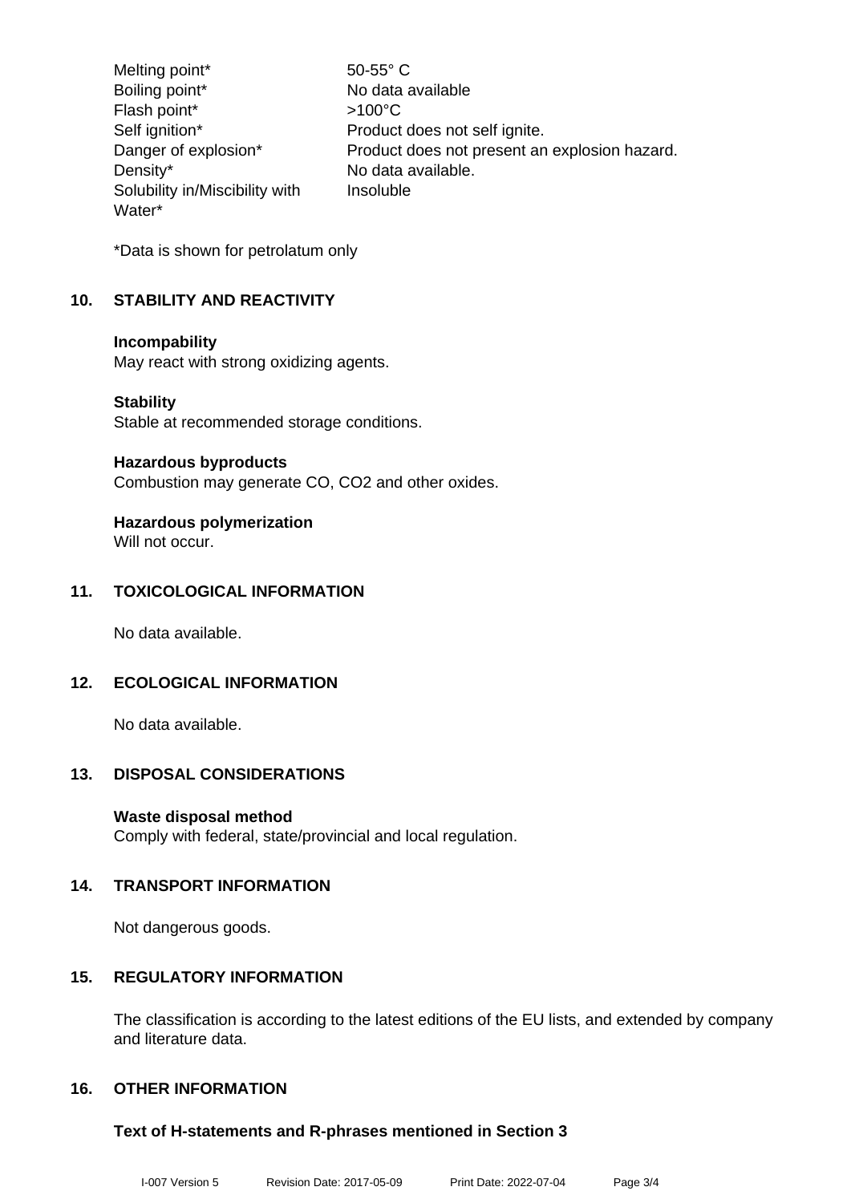| | |
|---|---|
| Melting point* | 50-55° C |
| Boiling point* | No data available |
| Flash point* | >100°C |
| Self ignition* | Product does not self ignite. |
| Danger of explosion* | Product does not present an explosion hazard. |
| Density* | No data available. |
| Solubility in/Miscibility with Water* | Insoluble |

*Data is shown for petrolatum only

## 10. STABILITY AND REACTIVITY

**Incompability**
May react with strong oxidizing agents.

**Stability**
Stable at recommended storage conditions.

**Hazardous byproducts**
Combustion may generate CO, $CO_2$ and other oxides.

**Hazardous polymerization**
Will not occur.

## 11. TOXICOLOGICAL INFORMATION

No data available.

## 12. ECOLOGICAL INFORMATION

No data available.

## 13. DISPOSAL CONSIDERATIONS

**Waste disposal method**
Comply with federal, state/provincial and local regulation.

## 14. TRANSPORT INFORMATION

Not dangerous goods.

## 15. REGULATORY INFORMATION

The classification is according to the latest editions of the EU lists, and extended by company and literature data.

## 16. OTHER INFORMATION

**Text of H-statements and R-phrases mentioned in Section 3**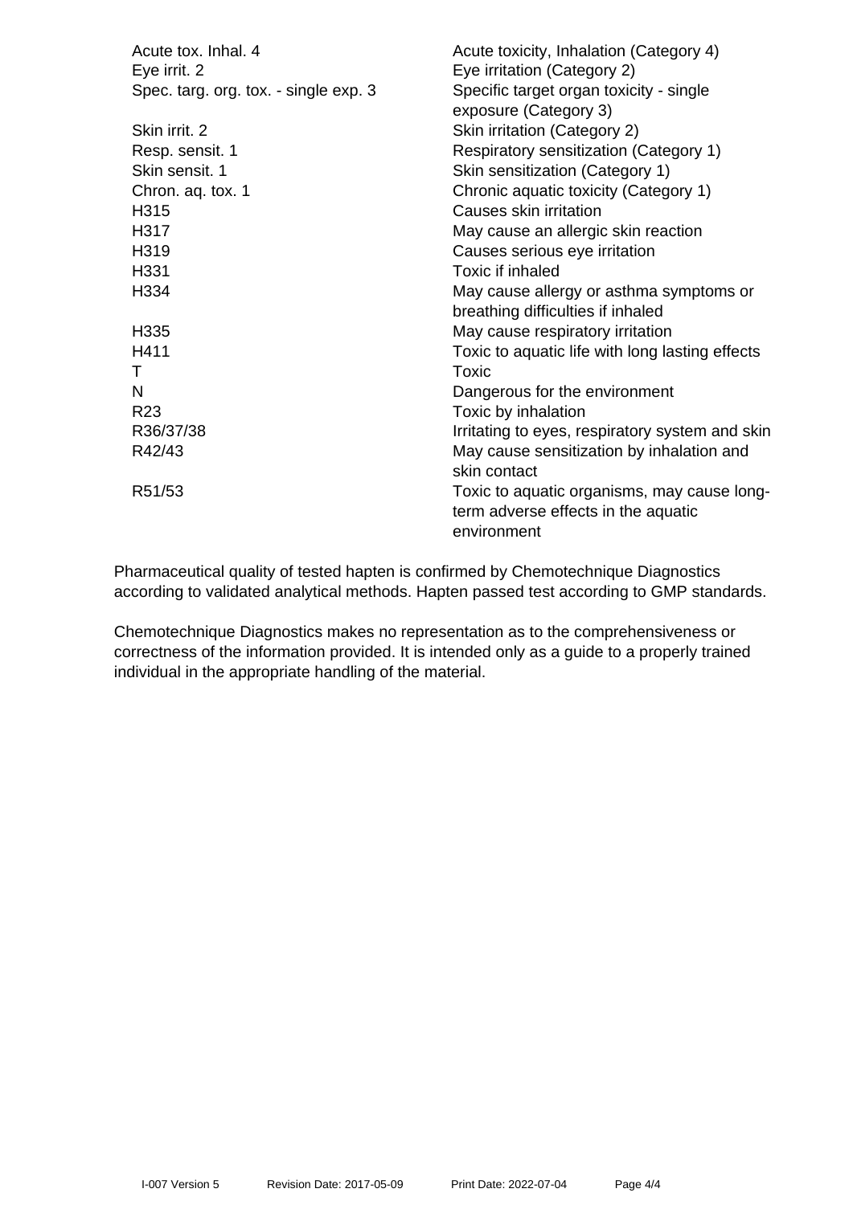| | |
|---|---|
| Acute tox. Inhal. 4 | Acute toxicity, Inhalation (Category 4) |
| Eye irrit. 2 | Eye irritation (Category 2) |
| Spec. targ. org. tox. - single exp. 3 | Specific target organ toxicity - single exposure (Category 3) |
| Skin irrit. 2 | Skin irritation (Category 2) |
| Resp. sensit. 1 | Respiratory sensitization (Category 1) |
| Skin sensit. 1 | Skin sensitization (Category 1) |
| Chron. aq. tox. 1 | Chronic aquatic toxicity (Category 1) |
| H315 | Causes skin irritation |
| H317 | May cause an allergic skin reaction |
| H319 | Causes serious eye irritation |
| H331 | Toxic if inhaled |
| H334 | May cause allergy or asthma symptoms or breathing difficulties if inhaled |
| H335 | May cause respiratory irritation |
| H411 | Toxic to aquatic life with long lasting effects |
| T | Toxic |
| N | Dangerous for the environment |
| R23 | Toxic by inhalation |
| R36/37/38 | Irritating to eyes, respiratory system and skin |
| R42/43 | May cause sensitization by inhalation and skin contact |
| R51/53 | Toxic to aquatic organisms, may cause long-term adverse effects in the aquatic environment |

Pharmaceutical quality of tested hapten is confirmed by Chemotechnique Diagnostics according to validated analytical methods. Hapten passed test according to GMP standards.

Chemotechnique Diagnostics makes no representation as to the comprehensiveness or correctness of the information provided. It is intended only as a guide to a properly trained individual in the appropriate handling of the material.